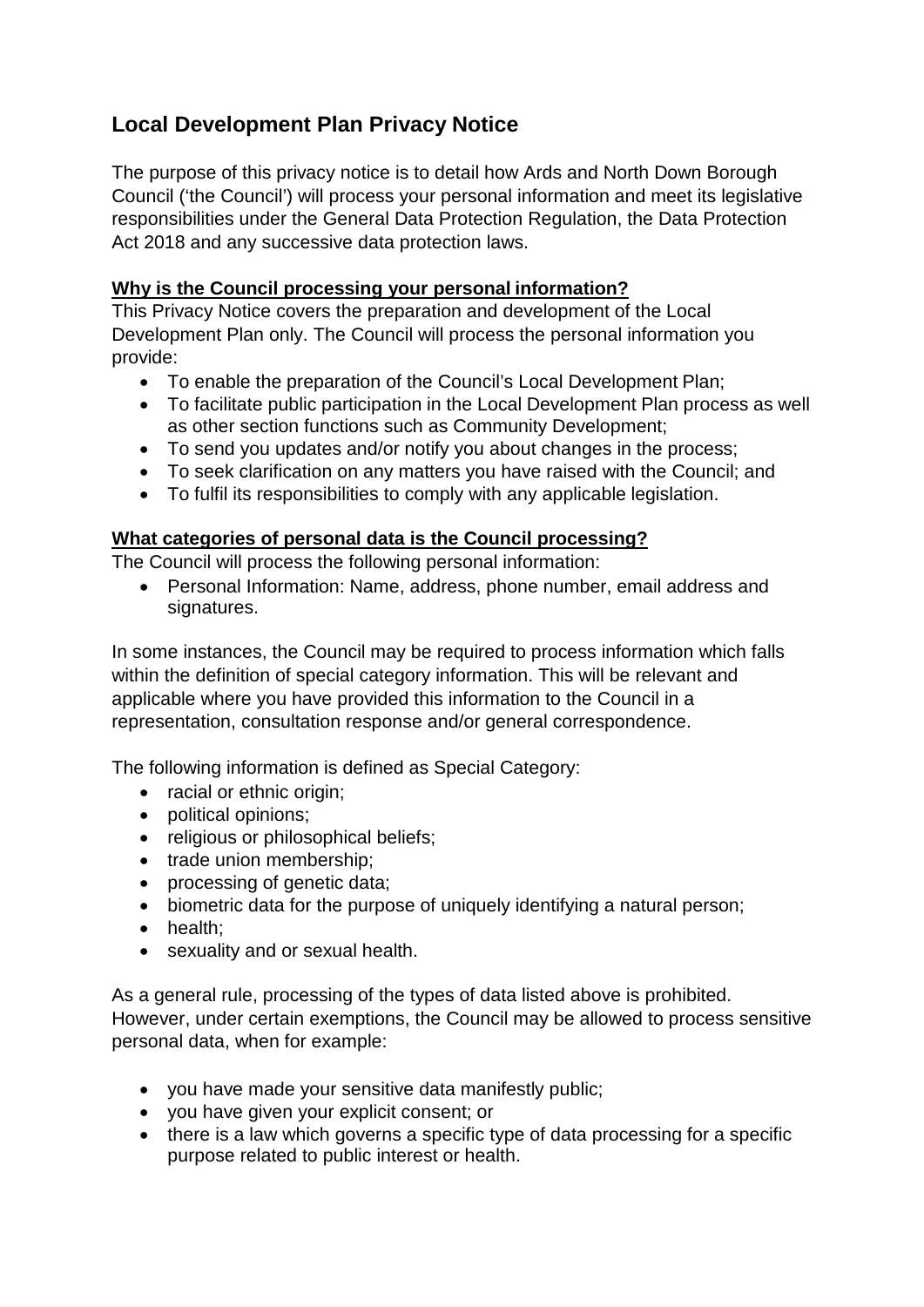# Local Development Plan Privacy Notice

The purpose of this privacy notice is to detail how Ards and North Down Borough Council ('the Council') will process your personal information and meet its legislative responsibilities under the General Data Protection Regulation, the Data Protection Act 2018 and any successive data protection laws.

**Why is the Council processing your personal information?**

This Privacy Notice covers the preparation and development of the Local Development Plan only. The Council will process the personal information you provide:

- To enable the preparation of the Council's Local Development Plan;
- To facilitate public participation in the Local Development Plan process as well as other section functions such as Community Development;
- To send you updates and/or notify you about changes in the process;
- To seek clarification on any matters you have raised with the Council; and
- To fulfil its responsibilities to comply with any applicable legislation.

**What categories of personal data is the Council processing?**

The Council will process the following personal information:

- Personal Information: Name, address, phone number, email address and signatures.

In some instances, the Council may be required to process information which falls within the definition of special category information. This will be relevant and applicable where you have provided this information to the Council in a representation, consultation response and/or general correspondence.

The following information is defined as Special Category:

- racial or ethnic origin;
- political opinions;
- religious or philosophical beliefs;
- trade union membership;
- processing of genetic data;
- biometric data for the purpose of uniquely identifying a natural person;
- health;
- sexuality and or sexual health.

As a general rule, processing of the types of data listed above is prohibited. However, under certain exemptions, the Council may be allowed to process sensitive personal data, when for example:

- you have made your sensitive data manifestly public;
- you have given your explicit consent; or
- there is a law which governs a specific type of data processing for a specific purpose related to public interest or health.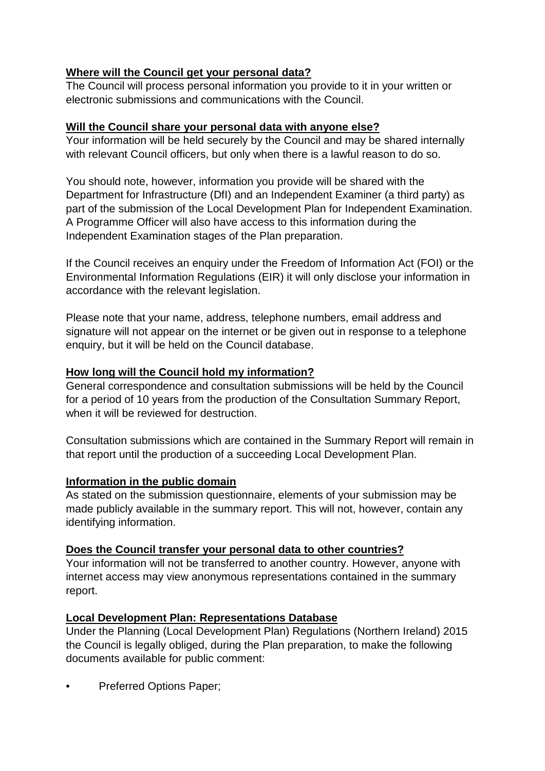**Where will the Council get your personal data?**

The Council will process personal information you provide to it in your written or electronic submissions and communications with the Council.

**Will the Council share your personal data with anyone else?**

Your information will be held securely by the Council and may be shared internally with relevant Council officers, but only when there is a lawful reason to do so.

You should note, however, information you provide will be shared with the Department for Infrastructure (DfI) and an Independent Examiner (a third party) as part of the submission of the Local Development Plan for Independent Examination. A Programme Officer will also have access to this information during the Independent Examination stages of the Plan preparation.

If the Council receives an enquiry under the Freedom of Information Act (FOI) or the Environmental Information Regulations (EIR) it will only disclose your information in accordance with the relevant legislation.

Please note that your name, address, telephone numbers, email address and signature will not appear on the internet or be given out in response to a telephone enquiry, but it will be held on the Council database.

**How long will the Council hold my information?**

General correspondence and consultation submissions will be held by the Council for a period of 10 years from the production of the Consultation Summary Report, when it will be reviewed for destruction.

Consultation submissions which are contained in the Summary Report will remain in that report until the production of a succeeding Local Development Plan.

**Information in the public domain**

As stated on the submission questionnaire, elements of your submission may be made publicly available in the summary report. This will not, however, contain any identifying information.

**Does the Council transfer your personal data to other countries?**

Your information will not be transferred to another country. However, anyone with internet access may view anonymous representations contained in the summary report.

**Local Development Plan: Representations Database**

Under the Planning (Local Development Plan) Regulations (Northern Ireland) 2015 the Council is legally obliged, during the Plan preparation, to make the following documents available for public comment:

- Preferred Options Paper;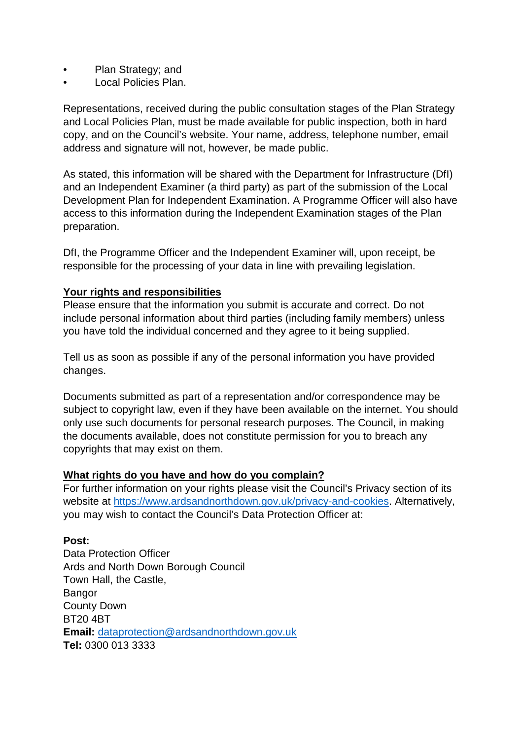- Plan Strategy; and
- Local Policies Plan.

Representations, received during the public consultation stages of the Plan Strategy and Local Policies Plan, must be made available for public inspection, both in hard copy, and on the Council's website. Your name, address, telephone number, email address and signature will not, however, be made public.

As stated, this information will be shared with the Department for Infrastructure (DfI) and an Independent Examiner (a third party) as part of the submission of the Local Development Plan for Independent Examination. A Programme Officer will also have access to this information during the Independent Examination stages of the Plan preparation.

DfI, the Programme Officer and the Independent Examiner will, upon receipt, be responsible for the processing of your data in line with prevailing legislation.

**Your rights and responsibilities**

Please ensure that the information you submit is accurate and correct. Do not include personal information about third parties (including family members) unless you have told the individual concerned and they agree to it being supplied.

Tell us as soon as possible if any of the personal information you have provided changes.

Documents submitted as part of a representation and/or correspondence may be subject to copyright law, even if they have been available on the internet. You should only use such documents for personal research purposes. The Council, in making the documents available, does not constitute permission for you to breach any copyrights that may exist on them.

**What rights do you have and how do you complain?**

For further information on your rights please visit the Council's Privacy section of its website at [https://www.ardsandnorthdown.gov.uk/privacy-and-cookies](https://www.ardsandnorthdown.gov.uk/privacy-and-cookies). Alternatively, you may wish to contact the Council's Data Protection Officer at:

**Post:**
Data Protection Officer
Ards and North Down Borough Council
Town Hall, the Castle,
Bangor
County Down
BT20 4BT
**Email:** [dataprotection@ardsandnorthdown.gov.uk](mailto:dataprotection@ardsandnorthdown.gov.uk)
**Tel:** 0300 013 3333